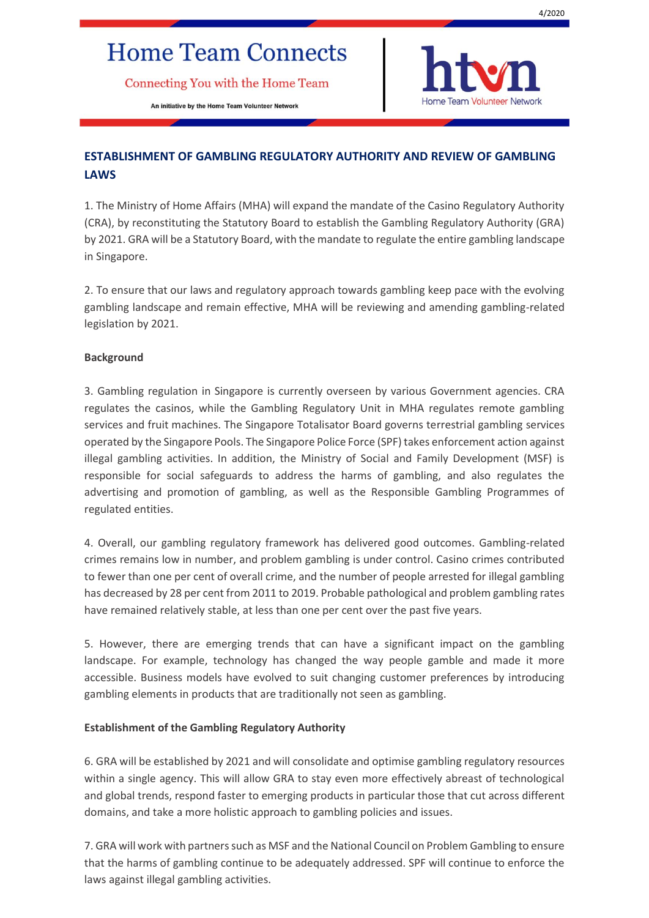Home Team Connects

Connecting You with the Home Team

An initiative by the Home Team Volunteer Network

htvn Home Team Volunteer Network

## ESTABLISHMENT OF GAMBLING REGULATORY AUTHORITY AND REVIEW OF GAMBLING LAWS

1. The Ministry of Home Affairs (MHA) will expand the mandate of the Casino Regulatory Authority (CRA), by reconstituting the Statutory Board to establish the Gambling Regulatory Authority (GRA) by 2021. GRA will be a Statutory Board, with the mandate to regulate the entire gambling landscape in Singapore.

2. To ensure that our laws and regulatory approach towards gambling keep pace with the evolving gambling landscape and remain effective, MHA will be reviewing and amending gambling-related legislation by 2021.

**Background**

3. Gambling regulation in Singapore is currently overseen by various Government agencies. CRA regulates the casinos, while the Gambling Regulatory Unit in MHA regulates remote gambling services and fruit machines. The Singapore Totalisator Board governs terrestrial gambling services operated by the Singapore Pools. The Singapore Police Force (SPF) takes enforcement action against illegal gambling activities. In addition, the Ministry of Social and Family Development (MSF) is responsible for social safeguards to address the harms of gambling, and also regulates the advertising and promotion of gambling, as well as the Responsible Gambling Programmes of regulated entities.

4. Overall, our gambling regulatory framework has delivered good outcomes. Gambling-related crimes remains low in number, and problem gambling is under control. Casino crimes contributed to fewer than one per cent of overall crime, and the number of people arrested for illegal gambling has decreased by 28 per cent from 2011 to 2019. Probable pathological and problem gambling rates have remained relatively stable, at less than one per cent over the past five years.

5. However, there are emerging trends that can have a significant impact on the gambling landscape. For example, technology has changed the way people gamble and made it more accessible. Business models have evolved to suit changing customer preferences by introducing gambling elements in products that are traditionally not seen as gambling.

**Establishment of the Gambling Regulatory Authority**

6. GRA will be established by 2021 and will consolidate and optimise gambling regulatory resources within a single agency. This will allow GRA to stay even more effectively abreast of technological and global trends, respond faster to emerging products in particular those that cut across different domains, and take a more holistic approach to gambling policies and issues.

7. GRA will work with partners such as MSF and the National Council on Problem Gambling to ensure that the harms of gambling continue to be adequately addressed. SPF will continue to enforce the laws against illegal gambling activities.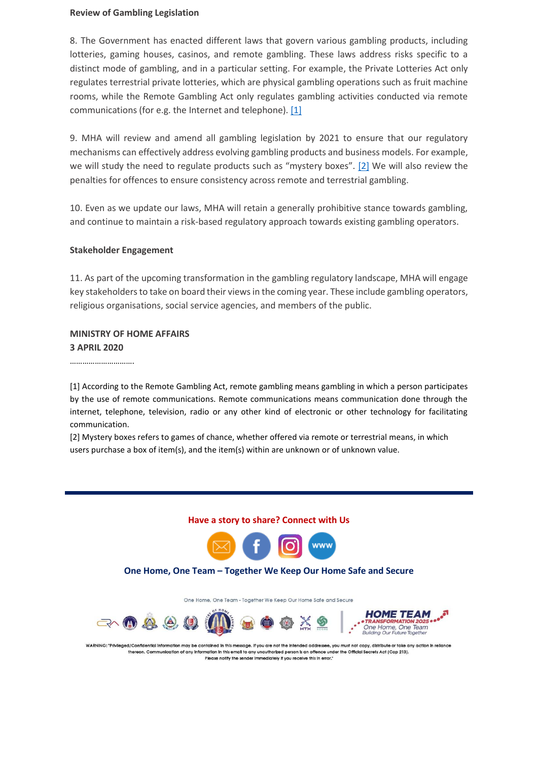**Review of Gambling Legislation**

8. The Government has enacted different laws that govern various gambling products, including lotteries, gaming houses, casinos, and remote gambling. These laws address risks specific to a distinct mode of gambling, and in a particular setting. For example, the Private Lotteries Act only regulates terrestrial private lotteries, which are physical gambling operations such as fruit machine rooms, while the Remote Gambling Act only regulates gambling activities conducted via remote communications (for e.g. the Internet and telephone). [1]

9. MHA will review and amend all gambling legislation by 2021 to ensure that our regulatory mechanisms can effectively address evolving gambling products and business models. For example, we will study the need to regulate products such as "mystery boxes". [2] We will also review the penalties for offences to ensure consistency across remote and terrestrial gambling.

10. Even as we update our laws, MHA will retain a generally prohibitive stance towards gambling, and continue to maintain a risk-based regulatory approach towards existing gambling operators.

**Stakeholder Engagement**

11. As part of the upcoming transformation in the gambling regulatory landscape, MHA will engage key stakeholders to take on board their views in the coming year. These include gambling operators, religious organisations, social service agencies, and members of the public.

**MINISTRY OF HOME AFFAIRS**
**3 APRIL 2020**

…………………………

[1] According to the Remote Gambling Act, remote gambling means gambling in which a person participates by the use of remote communications. Remote communications means communication done through the internet, telephone, television, radio or any other kind of electronic or other technology for facilitating communication.

[2] Mystery boxes refers to games of chance, whether offered via remote or terrestrial means, in which users purchase a box of item(s), and the item(s) within are unknown or of unknown value.

**Have a story to share? Connect with Us**

**One Home, One Team – Together We Keep Our Home Safe and Secure**

One Home, One Team - Together We Keep Our Home Safe and Secure

HOME TEAM TRANSFORMATION 2025 One Home, One Team Building Our Future Together

WARNING: "Privileged/Confidential Information may be contained in this message. If you are not the intended addressee, you must not copy, distribute or take any action in reliance thereon. Communication of any information in this email to any unauthorized person is an offence under the Official Secrets Act (Cap 213). Please notify the sender immediately if you receive this in error."